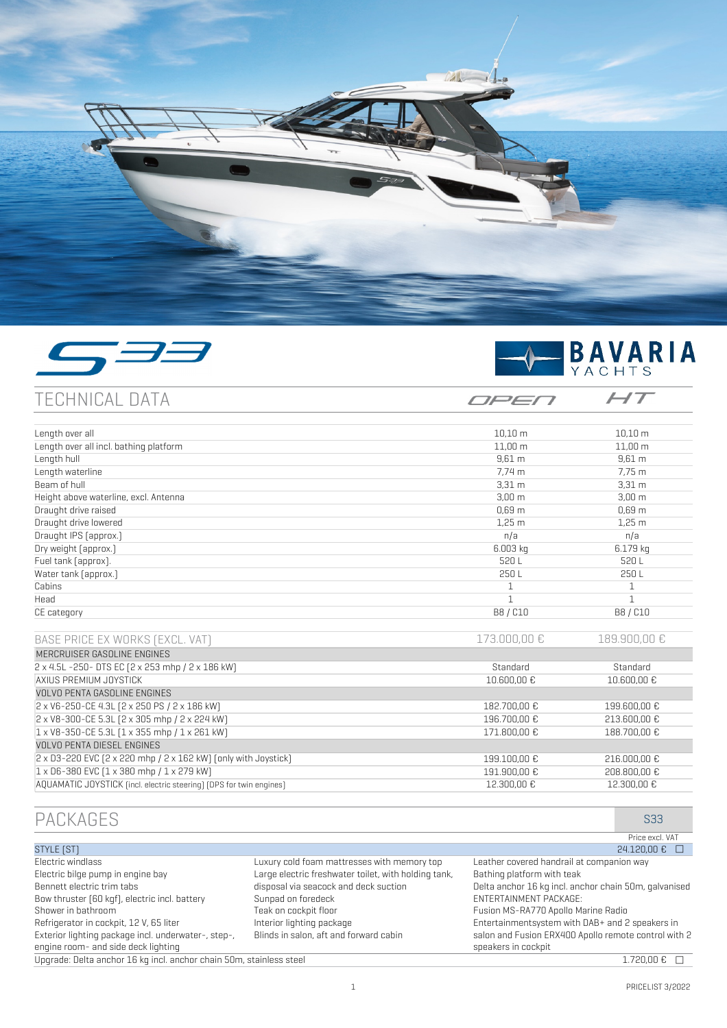# S33

BAVARIA YACHTS

## TECHNICAL DATA

| | OPEN | HT |
|---|---|---|
| Length over all | 10,10 m | 10,10 m |
| Length over all incl. bathing platform | 11,00 m | 11,00 m |
| Length hull | 9,61 m | 9,61 m |
| Length waterline | 7,74 m | 7,75 m |
| Beam of hull | 3,31 m | 3,31 m |
| Height above waterline, excl. Antenna | 3,00 m | 3,00 m |
| Draught drive raised | 0,69 m | 0,69 m |
| Draught drive lowered | 1,25 m | 1,25 m |
| Draught IPS (approx.) | n/a | n/a |
| Dry weight (approx.) | 6.003 kg | 6.179 kg |
| Fuel tank (approx). | 520 L | 520 L |
| Water tank (approx.) | 250 L | 250 L |
| Cabins | 1 | 1 |
| Head | 1 | 1 |
| CE category | B8 / C10 | B8 / C10 |

| BASE PRICE EX WORKS (EXCL. VAT) | 173.000,00 € | 189.900,00 € |
|---|---|---|
| **MERCRUISER GASOLINE ENGINES** | | |
| 2 x 4.5L -250- DTS EC (2 x 253 mhp / 2 x 186 kW) | Standard | Standard |
| AXIUS PREMIUM JOYSTICK | 10.600,00 € | 10.600,00 € |
| **VOLVO PENTA GASOLINE ENGINES** | | |
| 2 x V6-250-CE 4.3L (2 x 250 PS / 2 x 186 kW) | 182.700,00 € | 199.600,00 € |
| 2 x V8-300-CE 5.3L (2 x 305 mhp / 2 x 224 kW) | 196.700,00 € | 213.600,00 € |
| 1 x V8-350-CE 5.3L (1 x 355 mhp / 1 x 261 kW) | 171.800,00 € | 188.700,00 € |
| **VOLVO PENTA DIESEL ENGINES** | | |
| 2 x D3-220 EVC (2 x 220 mhp / 2 x 162 kW) (only with Joystick) | 199.100,00 € | 216.000,00 € |
| 1 x D6-380 EVC (1 x 380 mhp / 1 x 279 kW) | 191.900,00 € | 208.800,00 € |
| AQUAMATIC JOYSTICK (incl. electric steering) (DPS for twin engines) | 12.300,00 € | 12.300,00 € |

## PACKAGES

| | S33 |
|---|---|
| | Price excl. VAT |
| **STYLE (ST)** | 24.120,00 € ☐ |

Electric windlass
Electric bilge pump in engine bay
Bennett electric trim tabs
Bow thruster (60 kgf), electric incl. battery
Shower in bathroom
Refrigerator in cockpit, 12 V, 65 liter
Exterior lighting package incl. underwater-, step-, engine room- and side deck lighting
Luxury cold foam mattresses with memory top
Large electric freshwater toilet, with holding tank, disposal via seacock and deck suction
Sunpad on foredeck
Teak on cockpit floor
Interior lighting package
Blinds in salon, aft and forward cabin
Leather covered handrail at companion way
Bathing platform with teak
Delta anchor 16 kg incl. anchor chain 50m, galvanised
ENTERTAINMENT PACKAGE:
Fusion MS-RA770 Apollo Marine Radio
Entertainmentsystem with DAB+ and 2 speakers in salon and Fusion ERX400 Apollo remote control with 2 speakers in cockpit

| Upgrade: Delta anchor 16 kg incl. anchor chain 50m, stainless steel | 1.720,00 € ☐ |
|---|---|

PRICELIST 3/2022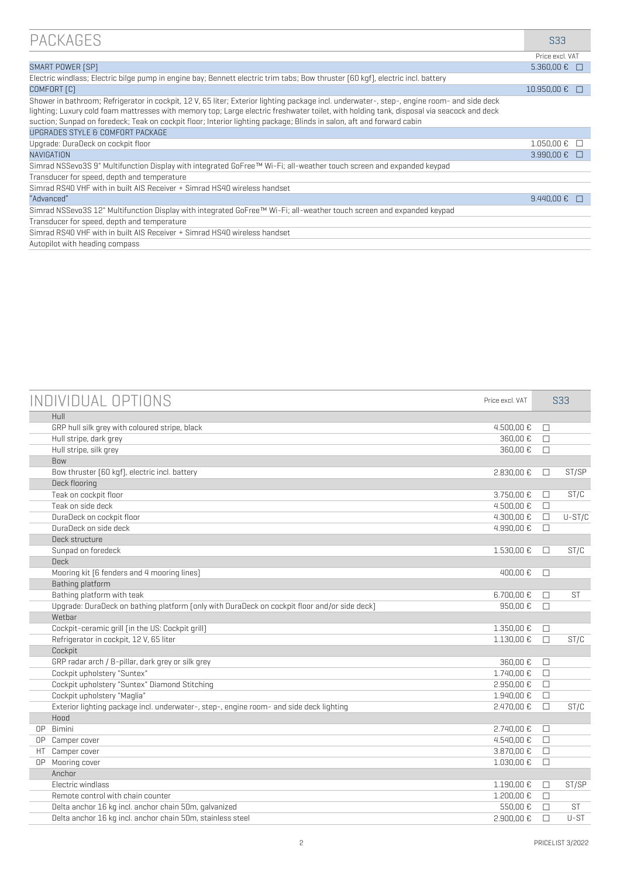## PACKAGES

| | S33 |
|---|---|
| | Price excl. VAT |
| SMART POWER [SP] | 5.360,00 € ☐ |
| Electric windlass; Electric bilge pump in engine bay; Bennett electric trim tabs; Bow thruster (60 kgf), electric incl. battery | |
| COMFORT [C] | 10.950,00 € ☐ |
| Shower in bathroom; Refrigerator in cockpit, 12 V, 65 liter; Exterior lighting package incl. underwater-, step-, engine room- and side deck lighting package; Luxury cold foam mattresses with memory top; Large electric freshwater toilet, with holding tank, disposal via seacock and deck suction; Sunpad on foredeck; Teak on cockpit floor; Interior lighting package; Blinds in salon, aft and forward cabin | |
| UPGRADES STYLE & COMFORT PACKAGE | |
| Upgrade: DuraDeck on cockpit floor | 1.050,00 € ☐ |
| NAVIGATION | 3.990,00 € ☐ |
| Simrad NSSevo3S 9" Multifunction Display with integrated GoFree™ Wi-Fi; all-weather touch screen and expanded keypad | |
| Transducer for speed, depth and temperature | |
| Simrad RS40 VHF with in built AIS Receiver + Simrad HS40 wireless handset | |
| "Advanced" | 9.440,00 € ☐ |
| Simrad NSSevo3S 12" Multifunction Display with integrated GoFree™ Wi-Fi; all-weather touch screen and expanded keypad | |
| Transducer for speed, depth and temperature | |
| Simrad RS40 VHF with in built AIS Receiver + Simrad HS40 wireless handset | |
| Autopilot with heading compass | |

## INDIVIDUAL OPTIONS

| | | Price excl. VAT | S33 | |
|---|---|---|---|---|
| | **Hull** | | | |
| | GRP hull silk grey with coloured stripe, black | 4.500,00 € | ☐ | |
| | Hull stripe, dark grey | 360,00 € | ☐ | |
| | Hull stripe, silk grey | 360,00 € | ☐ | |
| | **Bow** | | | |
| | Bow thruster (60 kgf), electric incl. battery | 2.830,00 € | ☐ | ST/SP |
| | **Deck flooring** | | | |
| | Teak on cockpit floor | 3.750,00 € | ☐ | ST/C |
| | Teak on side deck | 4.500,00 € | ☐ | |
| | DuraDeck on cockpit floor | 4.300,00 € | ☐ | U-ST/C |
| | DuraDeck on side deck | 4.990,00 € | ☐ | |
| | **Deck structure** | | | |
| | Sunpad on foredeck | 1.530,00 € | ☐ | ST/C |
| | **Deck** | | | |
| | Mooring kit (6 fenders and 4 mooring lines) | 400,00 € | ☐ | |
| | **Bathing platform** | | | |
| | Bathing platform with teak | 6.700,00 € | ☐ | ST |
| | Upgrade: DuraDeck on bathing platform (only with DuraDeck on cockpit floor and/or side deck) | 950,00 € | ☐ | |
| | **Wetbar** | | | |
| | Cockpit-ceramic grill (in the US: Cockpit grill) | 1.350,00 € | ☐ | |
| | Refrigerator in cockpit, 12 V, 65 liter | 1.130,00 € | ☐ | ST/C |
| | **Cockpit** | | | |
| | GRP radar arch / B-pillar, dark grey or silk grey | 360,00 € | ☐ | |
| | Cockpit upholstery "Suntex" | 1.740,00 € | ☐ | |
| | Cockpit upholstery "Suntex" Diamond Stitching | 2.950,00 € | ☐ | |
| | Cockpit upholstery "Maglia" | 1.940,00 € | ☐ | |
| | Exterior lighting package incl. underwater-, step-, engine room- and side deck lighting | 2.470,00 € | ☐ | ST/C |
| | **Hood** | | | |
| OP | Bimini | 2.740,00 € | ☐ | |
| OP | Camper cover | 4.540,00 € | ☐ | |
| HT | Camper cover | 3.870,00 € | ☐ | |
| OP | Mooring cover | 1.030,00 € | ☐ | |
| | **Anchor** | | | |
| | Electric windlass | 1.190,00 € | ☐ | ST/SP |
| | Remote control with chain counter | 1.200,00 € | ☐ | |
| | Delta anchor 16 kg incl. anchor chain 50m, galvanized | 550,00 € | ☐ | ST |
| | Delta anchor 16 kg incl. anchor chain 50m, stainless steel | 2.900,00 € | ☐ | U-ST |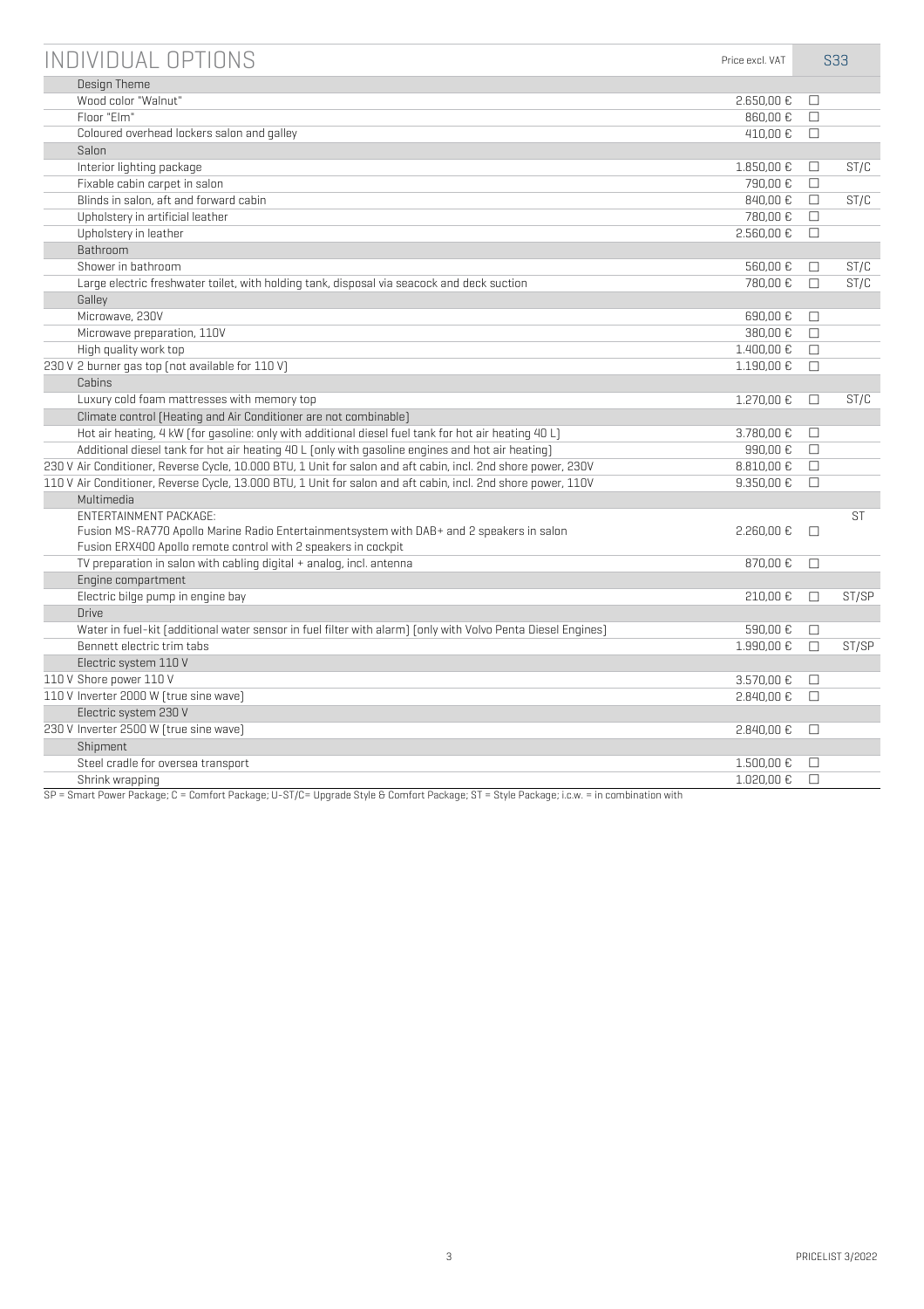# INDIVIDUAL OPTIONS

| | | Price excl. VAT | S33 | |
|---|---|---|---|---|
| | **Design Theme** | | | |
| | Wood color "Walnut" | 2.650,00 € | ☐ | |
| | Floor "Elm" | 860,00 € | ☐ | |
| | Coloured overhead lockers salon and galley | 410,00 € | ☐ | |
| | **Salon** | | | |
| | Interior lighting package | 1.850,00 € | ☐ | ST/C |
| | Fixable cabin carpet in salon | 790,00 € | ☐ | |
| | Blinds in salon, aft and forward cabin | 840,00 € | ☐ | ST/C |
| | Upholstery in artificial leather | 780,00 € | ☐ | |
| | Upholstery in leather | 2.560,00 € | ☐ | |
| | **Bathroom** | | | |
| | Shower in bathroom | 560,00 € | ☐ | ST/C |
| | Large electric freshwater toilet, with holding tank, disposal via seacock and deck suction | 780,00 € | ☐ | ST/C |
| | **Galley** | | | |
| | Microwave, 230V | 690,00 € | ☐ | |
| | Microwave preparation, 110V | 380,00 € | ☐ | |
| | High quality work top | 1.400,00 € | ☐ | |
| 230 V | 2 burner gas top (not available for 110 V) | 1.190,00 € | ☐ | |
| | **Cabins** | | | |
| | Luxury cold foam mattresses with memory top | 1.270,00 € | ☐ | ST/C |
| | **Climate control (Heating and Air Conditioner are not combinable)** | | | |
| | Hot air heating, 4 kW (for gasoline: only with additional diesel fuel tank for hot air heating 40 L) | 3.780,00 € | ☐ | |
| | Additional diesel tank for hot air heating 40 L (only with gasoline engines and hot air heating) | 990,00 € | ☐ | |
| 230 V | Air Conditioner, Reverse Cycle, 10.000 BTU, 1 Unit for salon and aft cabin, incl. 2nd shore power, 230V | 8.810,00 € | ☐ | |
| 110 V | Air Conditioner, Reverse Cycle, 13.000 BTU, 1 Unit for salon and aft cabin, incl. 2nd shore power, 110V | 9.350,00 € | ☐ | |
| | **Multimedia** | | | |
| | ENTERTAINMENT PACKAGE:<br>Fusion MS-RA770 Apollo Marine Radio Entertainmentsystem with DAB+ and 2 speakers in salon<br>Fusion ERX400 Apollo remote control with 2 speakers in cockpit | 2.260,00 € | ☐ | ST |
| | TV preparation in salon with cabling digital + analog, incl. antenna | 870,00 € | ☐ | |
| | **Engine compartment** | | | |
| | Electric bilge pump in engine bay | 210,00 € | ☐ | ST/SP |
| | **Drive** | | | |
| | Water in fuel-kit (additional water sensor in fuel filter with alarm) (only with Volvo Penta Diesel Engines) | 590,00 € | ☐ | |
| | Bennett electric trim tabs | 1.990,00 € | ☐ | ST/SP |
| | **Electric system 110 V** | | | |
| 110 V | Shore power 110 V | 3.570,00 € | ☐ | |
| 110 V | Inverter 2000 W (true sine wave) | 2.840,00 € | ☐ | |
| | **Electric system 230 V** | | | |
| 230 V | Inverter 2500 W (true sine wave) | 2.840,00 € | ☐ | |
| | **Shipment** | | | |
| | Steel cradle for oversea transport | 1.500,00 € | ☐ | |
| | Shrink wrapping | 1.020,00 € | ☐ | |

SP = Smart Power Package; C = Comfort Package; U-ST/C= Upgrade Style & Comfort Package; ST = Style Package; i.c.w. = in combination with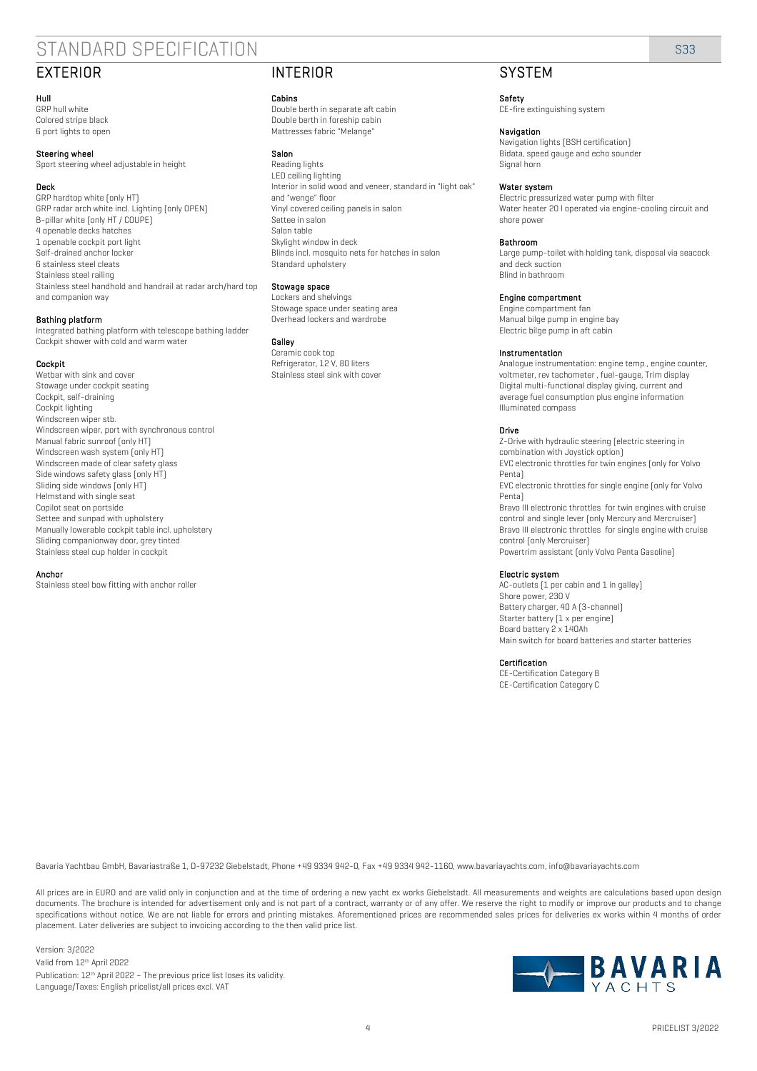# STANDARD SPECIFICATION

S33

## EXTERIOR

### Hull
GRP hull white
Colored stripe black
6 port lights to open

### Steering wheel
Sport steering wheel adjustable in height

### Deck
GRP hardtop white (only HT)
GRP radar arch white incl. Lighting (only OPEN)
B-pillar white (only HT / COUPE)
4 openable decks hatches
1 openable cockpit port light
Self-drained anchor locker
6 stainless steel cleats
Stainless steel railing
Stainless steel handhold and handrail at radar arch/hard top and companion way

### Bathing platform
Integrated bathing platform with telescope bathing ladder
Cockpit shower with cold and warm water

### Cockpit
Wetbar with sink and cover
Stowage under cockpit seating
Cockpit, self-draining
Cockpit lighting
Windscreen wiper stb.
Windscreen wiper, port with synchronous control
Manual fabric sunroof (only HT)
Windscreen wash system (only HT)
Windscreen made of clear safety glass
Side windows safety glass (only HT)
Sliding side windows (only HT)
Helmstand with single seat
Copilot seat on portside
Settee and sunpad with upholstery
Manually lowerable cockpit table incl. upholstery
Sliding companionway door, grey tinted
Stainless steel cup holder in cockpit

### Anchor
Stainless steel bow fitting with anchor roller

## INTERIOR

### Cabins
Double berth in separate aft cabin
Double berth in foreship cabin
Mattresses fabric "Melange"

### Salon
Reading lights
LED ceiling lighting
Interior in solid wood and veneer, standard in "light oak" and "wenge" floor
Vinyl covered ceiling panels in salon
Settee in salon
Salon table
Skylight window in deck
Blinds incl. mosquito nets for hatches in salon
Standard upholstery

### Stowage space
Lockers and shelvings
Stowage space under seating area
Overhead lockers and wardrobe

### Galley
Ceramic cook top
Refrigerator, 12 V, 80 liters
Stainless steel sink with cover

## SYSTEM

### Safety
CE-fire extinguishing system

### Navigation
Navigation lights (BSH certification)
Bidata, speed gauge and echo sounder
Signal horn

### Water system
Electric pressurized water pump with filter
Water heater 20 l operated via engine-cooling circuit and shore power

### Bathroom
Large pump-toilet with holding tank, disposal via seacock and deck suction
Blind in bathroom

### Engine compartment
Engine compartment fan
Manual bilge pump in engine bay
Electric bilge pump in aft cabin

### Instrumentation
Analogue instrumentation: engine temp., engine counter, voltmeter, rev tachometer , fuel-gauge, Trim display
Digital multi-functional display giving, current and average fuel consumption plus engine information
Illuminated compass

### Drive
Z-Drive with hydraulic steering (electric steering in combination with Joystick option)
EVC electronic throttles for twin engines (only for Volvo Penta)
EVC electronic throttles for single engine (only for Volvo Penta)
Bravo III electronic throttles for twin engines with cruise control and single lever (only Mercury and Mercruiser)
Bravo III electronic throttles for single engine with cruise control (only Mercruiser)
Powertrim assistant (only Volvo Penta Gasoline)

### Electric system
AC-outlets (1 per cabin and 1 in galley)
Shore power, 230 V
Battery charger, 40 A (3-channel)
Starter battery (1 x per engine)
Board battery 2 x 140Ah
Main switch for board batteries and starter batteries

### Certification
CE-Certification Category B
CE-Certification Category C

Bavaria Yachtbau GmbH, Bavariastraße 1, D-97232 Giebelstadt, Phone +49 9334 942-0, Fax +49 9334 942-1160, www.bavariayachts.com, info@bavariayachts.com

All prices are in EURO and are valid only in conjunction and at the time of ordering a new yacht ex works Giebelstadt. All measurements and weights are calculations based upon design documents. The brochure is intended for advertisement only and is not part of a contract, warranty or of any offer. We reserve the right to modify or improve our products and to change specifications without notice. We are not liable for errors and printing mistakes. Aforementioned prices are recommended sales prices for deliveries ex works within 4 months of order placement. Later deliveries are subject to invoicing according to the then valid price list.

Version: 3/2022
Valid from 12th April 2022
Publication: 12th April 2022 – The previous price list loses its validity.
Language/Taxes: English pricelist/all prices excl. VAT

BAVARIA YACHTS